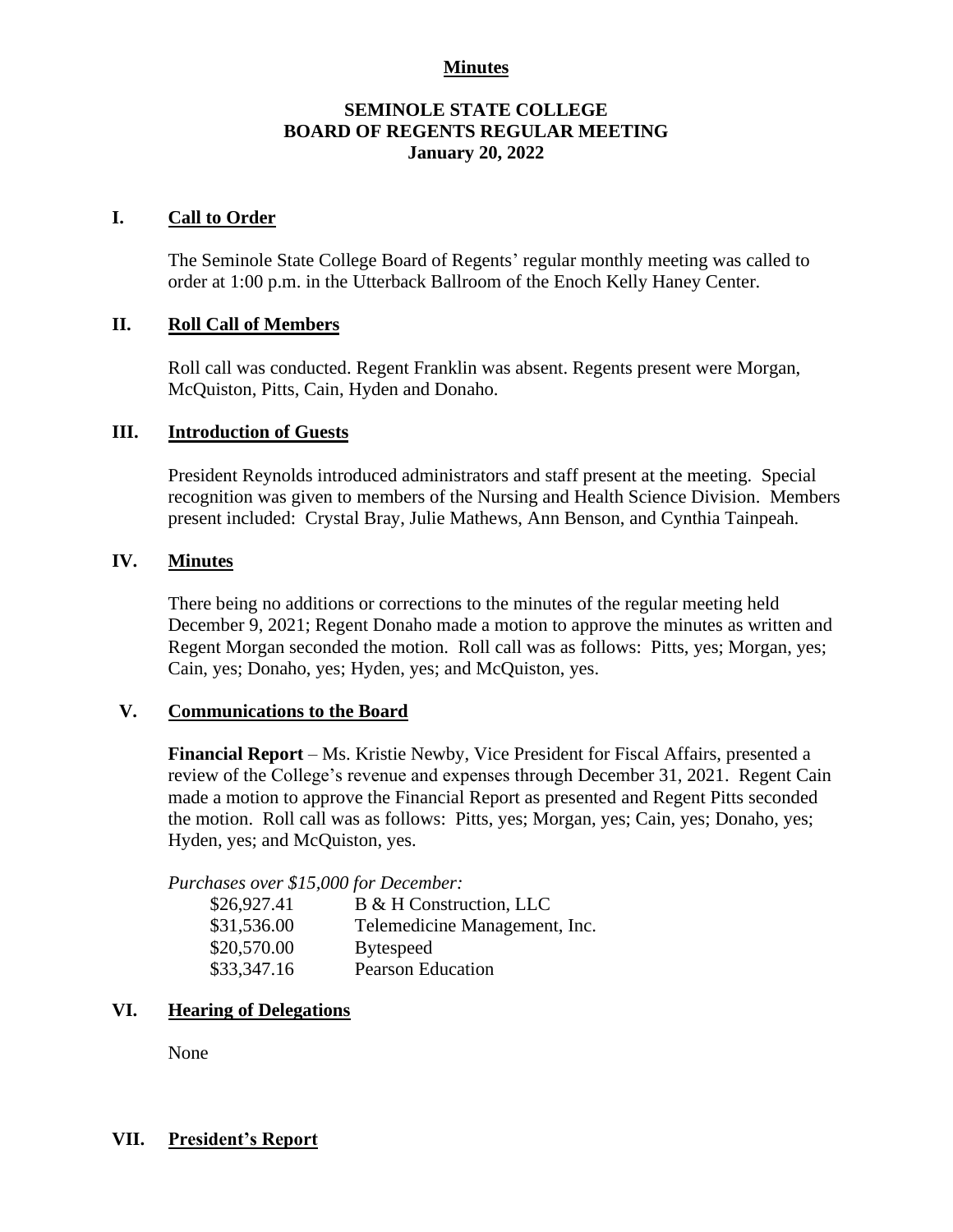**Minutes**

# SEMINOLE STATE COLLEGE
## BOARD OF REGENTS REGULAR MEETING
### January 20, 2022

## I. Call to Order

The Seminole State College Board of Regents' regular monthly meeting was called to order at 1:00 p.m. in the Utterback Ballroom of the Enoch Kelly Haney Center.

## II. Roll Call of Members

Roll call was conducted. Regent Franklin was absent. Regents present were Morgan, McQuiston, Pitts, Cain, Hyden and Donaho.

## III. Introduction of Guests

President Reynolds introduced administrators and staff present at the meeting. Special recognition was given to members of the Nursing and Health Science Division. Members present included: Crystal Bray, Julie Mathews, Ann Benson, and Cynthia Tainpeah.

## IV. Minutes

There being no additions or corrections to the minutes of the regular meeting held December 9, 2021; Regent Donaho made a motion to approve the minutes as written and Regent Morgan seconded the motion. Roll call was as follows: Pitts, yes; Morgan, yes; Cain, yes; Donaho, yes; Hyden, yes; and McQuiston, yes.

## V. Communications to the Board

**Financial Report** – Ms. Kristie Newby, Vice President for Fiscal Affairs, presented a review of the College's revenue and expenses through December 31, 2021. Regent Cain made a motion to approve the Financial Report as presented and Regent Pitts seconded the motion. Roll call was as follows: Pitts, yes; Morgan, yes; Cain, yes; Donaho, yes; Hyden, yes; and McQuiston, yes.

*Purchases over $15,000 for December:*

| | |
|---|---|
| $26,927.41 | B & H Construction, LLC |
| $31,536.00 | Telemedicine Management, Inc. |
| $20,570.00 | Bytespeed |
| $33,347.16 | Pearson Education |

## VI. Hearing of Delegations

None

## VII. President's Report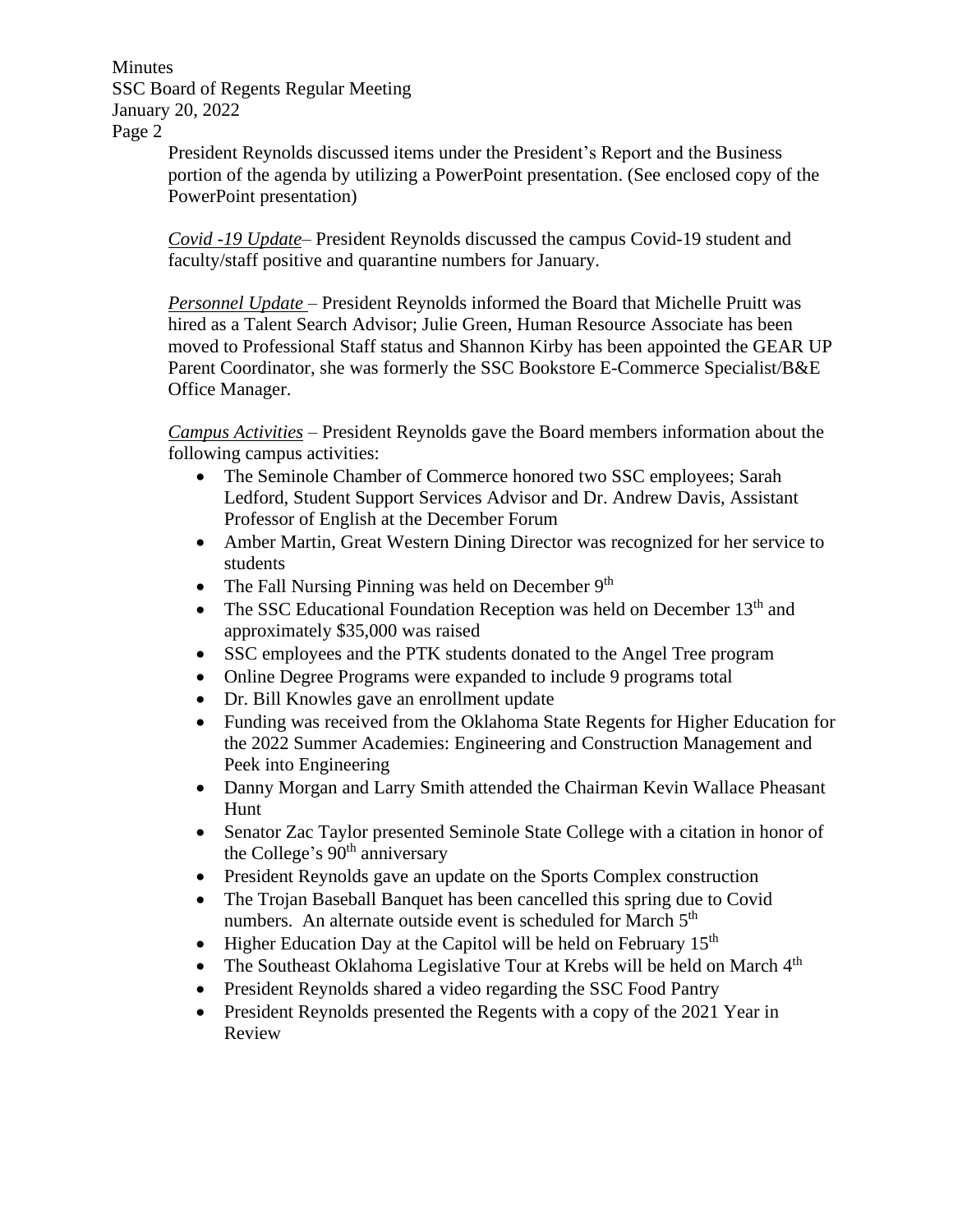President Reynolds discussed items under the President's Report and the Business portion of the agenda by utilizing a PowerPoint presentation. (See enclosed copy of the PowerPoint presentation)

*Covid -19 Update*– President Reynolds discussed the campus Covid-19 student and faculty/staff positive and quarantine numbers for January.

*Personnel Update* – President Reynolds informed the Board that Michelle Pruitt was hired as a Talent Search Advisor; Julie Green, Human Resource Associate has been moved to Professional Staff status and Shannon Kirby has been appointed the GEAR UP Parent Coordinator, she was formerly the SSC Bookstore E-Commerce Specialist/B&E Office Manager.

*Campus Activities* – President Reynolds gave the Board members information about the following campus activities:

- The Seminole Chamber of Commerce honored two SSC employees; Sarah Ledford, Student Support Services Advisor and Dr. Andrew Davis, Assistant Professor of English at the December Forum
- Amber Martin, Great Western Dining Director was recognized for her service to students
- The Fall Nursing Pinning was held on December 9th
- The SSC Educational Foundation Reception was held on December 13th and approximately $35,000 was raised
- SSC employees and the PTK students donated to the Angel Tree program
- Online Degree Programs were expanded to include 9 programs total
- Dr. Bill Knowles gave an enrollment update
- Funding was received from the Oklahoma State Regents for Higher Education for the 2022 Summer Academies: Engineering and Construction Management and Peek into Engineering
- Danny Morgan and Larry Smith attended the Chairman Kevin Wallace Pheasant Hunt
- Senator Zac Taylor presented Seminole State College with a citation in honor of the College's 90th anniversary
- President Reynolds gave an update on the Sports Complex construction
- The Trojan Baseball Banquet has been cancelled this spring due to Covid numbers. An alternate outside event is scheduled for March 5th
- Higher Education Day at the Capitol will be held on February 15th
- The Southeast Oklahoma Legislative Tour at Krebs will be held on March 4th
- President Reynolds shared a video regarding the SSC Food Pantry
- President Reynolds presented the Regents with a copy of the 2021 Year in Review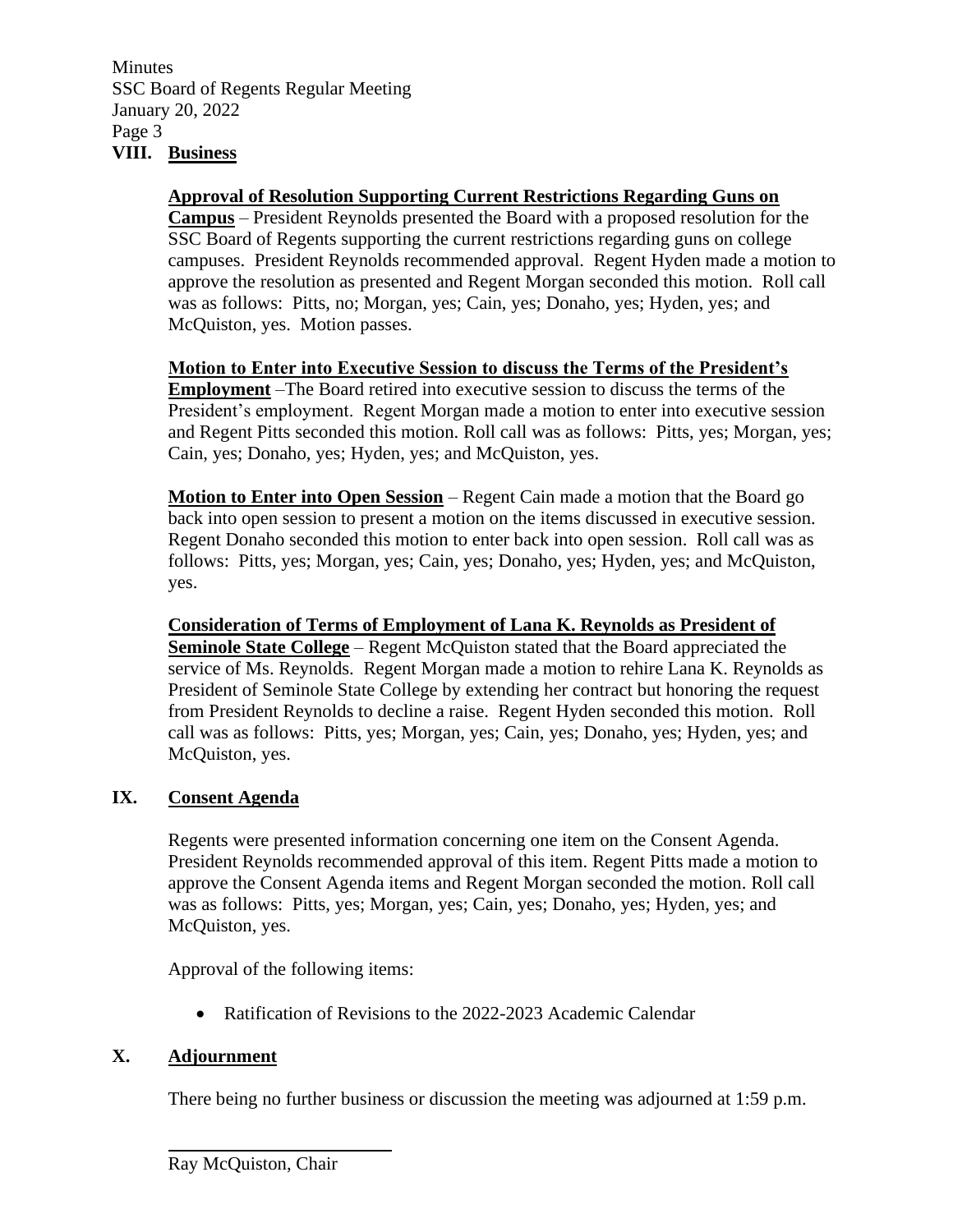## VIII. Business

**Approval of Resolution Supporting Current Restrictions Regarding Guns on Campus** – President Reynolds presented the Board with a proposed resolution for the SSC Board of Regents supporting the current restrictions regarding guns on college campuses. President Reynolds recommended approval. Regent Hyden made a motion to approve the resolution as presented and Regent Morgan seconded this motion. Roll call was as follows: Pitts, no; Morgan, yes; Cain, yes; Donaho, yes; Hyden, yes; and McQuiston, yes. Motion passes.

**Motion to Enter into Executive Session to discuss the Terms of the President's Employment** –The Board retired into executive session to discuss the terms of the President's employment. Regent Morgan made a motion to enter into executive session and Regent Pitts seconded this motion. Roll call was as follows: Pitts, yes; Morgan, yes; Cain, yes; Donaho, yes; Hyden, yes; and McQuiston, yes.

**Motion to Enter into Open Session** – Regent Cain made a motion that the Board go back into open session to present a motion on the items discussed in executive session. Regent Donaho seconded this motion to enter back into open session. Roll call was as follows: Pitts, yes; Morgan, yes; Cain, yes; Donaho, yes; Hyden, yes; and McQuiston, yes.

**Consideration of Terms of Employment of Lana K. Reynolds as President of Seminole State College** – Regent McQuiston stated that the Board appreciated the service of Ms. Reynolds. Regent Morgan made a motion to rehire Lana K. Reynolds as President of Seminole State College by extending her contract but honoring the request from President Reynolds to decline a raise. Regent Hyden seconded this motion. Roll call was as follows: Pitts, yes; Morgan, yes; Cain, yes; Donaho, yes; Hyden, yes; and McQuiston, yes.

## IX. Consent Agenda

Regents were presented information concerning one item on the Consent Agenda. President Reynolds recommended approval of this item. Regent Pitts made a motion to approve the Consent Agenda items and Regent Morgan seconded the motion. Roll call was as follows: Pitts, yes; Morgan, yes; Cain, yes; Donaho, yes; Hyden, yes; and McQuiston, yes.

Approval of the following items:

- Ratification of Revisions to the 2022-2023 Academic Calendar

## X. Adjournment

There being no further business or discussion the meeting was adjourned at 1:59 p.m.

Ray McQuiston, Chair